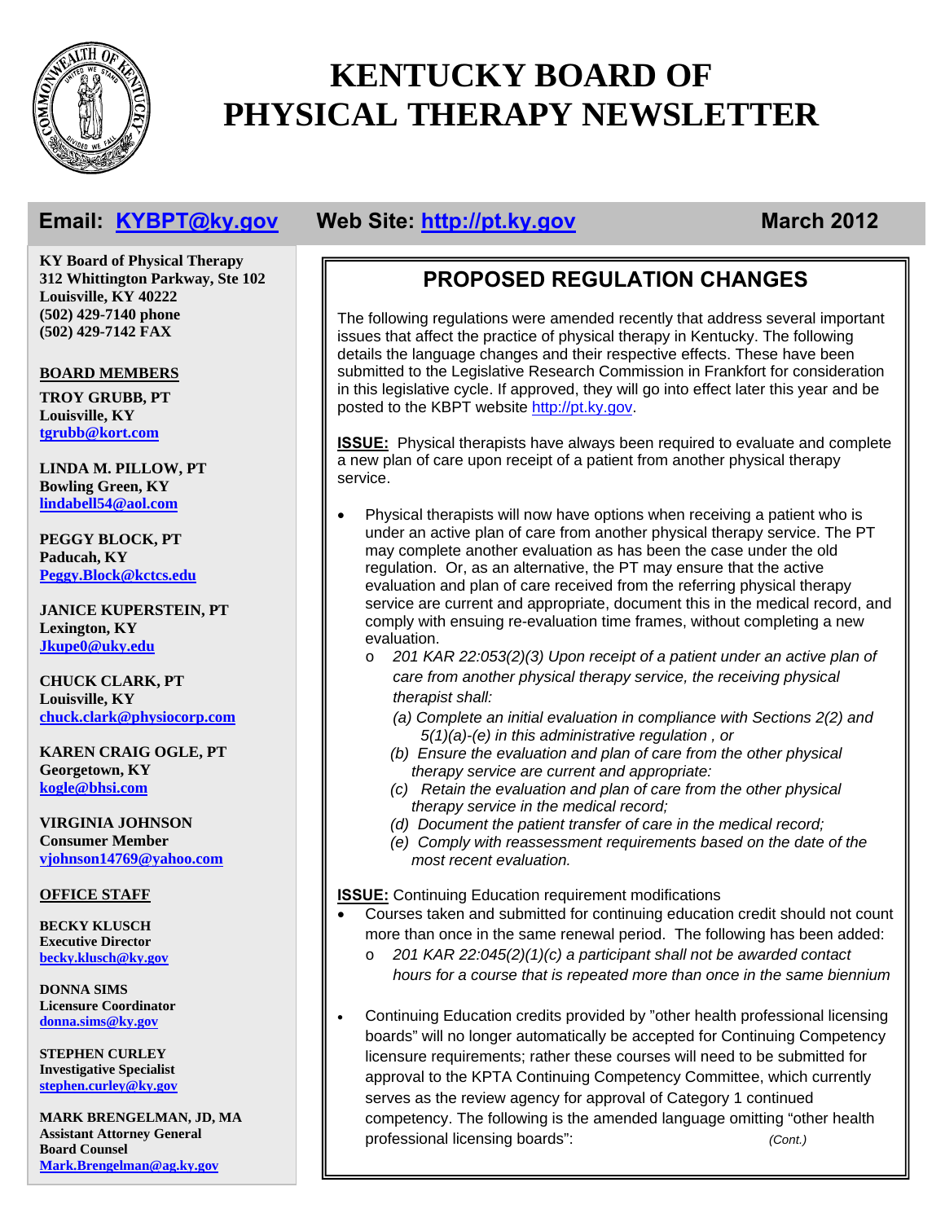# KENTUCKY BOARD OF PHYSICAL THERAPY NEWSLETTER

**Email: KYBPT@ky.gov** **Web Site: http://pt.ky.gov** **March 2012**

**KY Board of Physical Therapy**
**312 Whittington Parkway, Ste 102**
**Louisville, KY 40222**
**(502) 429-7140 phone**
**(502) 429-7142 FAX**

**BOARD MEMBERS**

**TROY GRUBB, PT**
**Louisville, KY**
tgrubb@kort.com

**LINDA M. PILLOW, PT**
**Bowling Green, KY**
lindabell54@aol.com

**PEGGY BLOCK, PT**
**Paducah, KY**
Peggy.Block@kctcs.edu

**JANICE KUPERSTEIN, PT**
**Lexington, KY**
Jkupe0@uky.edu

**CHUCK CLARK, PT**
**Louisville, KY**
chuck.clark@physiocorp.com

**KAREN CRAIG OGLE, PT**
**Georgetown, KY**
kogle@bhsi.com

**VIRGINIA JOHNSON**
**Consumer Member**
vjohnson14769@yahoo.com

**OFFICE STAFF**

**BECKY KLUSCH**
**Executive Director**
becky.klusch@ky.gov

**DONNA SIMS**
**Licensure Coordinator**
donna.sims@ky.gov

**STEPHEN CURLEY**
**Investigative Specialist**
stephen.curley@ky.gov

**MARK BRENGELMAN, JD, MA**
**Assistant Attorney General**
**Board Counsel**
Mark.Brengelman@ag.ky.gov

## PROPOSED REGULATION CHANGES

The following regulations were amended recently that address several important issues that affect the practice of physical therapy in Kentucky. The following details the language changes and their respective effects. These have been submitted to the Legislative Research Commission in Frankfort for consideration in this legislative cycle. If approved, they will go into effect later this year and be posted to the KBPT website http://pt.ky.gov.

**ISSUE:** Physical therapists have always been required to evaluate and complete a new plan of care upon receipt of a patient from another physical therapy service.

- Physical therapists will now have options when receiving a patient who is under an active plan of care from another physical therapy service. The PT may complete another evaluation as has been the case under the old regulation. Or, as an alternative, the PT may ensure that the active evaluation and plan of care received from the referring physical therapy service are current and appropriate, document this in the medical record, and comply with ensuing re-evaluation time frames, without completing a new evaluation.
  - *201 KAR 22:053(2)(3) Upon receipt of a patient under an active plan of care from another physical therapy service, the receiving physical therapist shall:*
    - *(a) Complete an initial evaluation in compliance with Sections 2(2) and 5(1)(a)-(e) in this administrative regulation , or*
    - *(b) Ensure the evaluation and plan of care from the other physical therapy service are current and appropriate:*
    - *(c) Retain the evaluation and plan of care from the other physical therapy service in the medical record;*
    - *(d) Document the patient transfer of care in the medical record;*
    - *(e) Comply with reassessment requirements based on the date of the most recent evaluation.*

**ISSUE:** Continuing Education requirement modifications

- Courses taken and submitted for continuing education credit should not count more than once in the same renewal period. The following has been added:
  - *201 KAR 22:045(2)(1)(c) a participant shall not be awarded contact hours for a course that is repeated more than once in the same biennium*

- Continuing Education credits provided by "other health professional licensing boards" will no longer automatically be accepted for Continuing Competency licensure requirements; rather these courses will need to be submitted for approval to the KPTA Continuing Competency Committee, which currently serves as the review agency for approval of Category 1 continued competency. The following is the amended language omitting "other health professional licensing boards": *(Cont.)*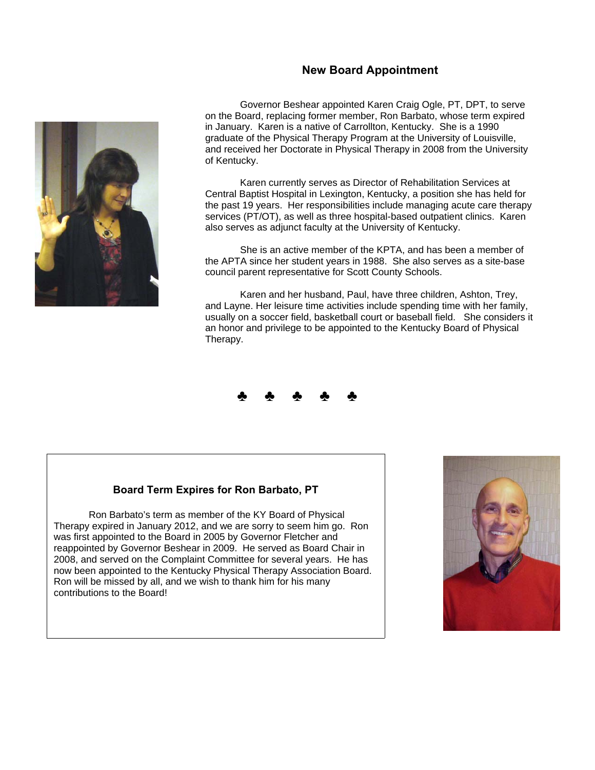## New Board Appointment

Governor Beshear appointed Karen Craig Ogle, PT, DPT, to serve on the Board, replacing former member, Ron Barbato, whose term expired in January. Karen is a native of Carrollton, Kentucky. She is a 1990 graduate of the Physical Therapy Program at the University of Louisville, and received her Doctorate in Physical Therapy in 2008 from the University of Kentucky.

Karen currently serves as Director of Rehabilitation Services at Central Baptist Hospital in Lexington, Kentucky, a position she has held for the past 19 years. Her responsibilities include managing acute care therapy services (PT/OT), as well as three hospital-based outpatient clinics. Karen also serves as adjunct faculty at the University of Kentucky.

She is an active member of the KPTA, and has been a member of the APTA since her student years in 1988. She also serves as a site-base council parent representative for Scott County Schools.

Karen and her husband, Paul, have three children, Ashton, Trey, and Layne. Her leisure time activities include spending time with her family, usually on a soccer field, basketball court or baseball field. She considers it an honor and privilege to be appointed to the Kentucky Board of Physical Therapy.

♣ ♣ ♣ ♣ ♣

### Board Term Expires for Ron Barbato, PT

Ron Barbato's term as member of the KY Board of Physical Therapy expired in January 2012, and we are sorry to seem him go. Ron was first appointed to the Board in 2005 by Governor Fletcher and reappointed by Governor Beshear in 2009. He served as Board Chair in 2008, and served on the Complaint Committee for several years. He has now been appointed to the Kentucky Physical Therapy Association Board. Ron will be missed by all, and we wish to thank him for his many contributions to the Board!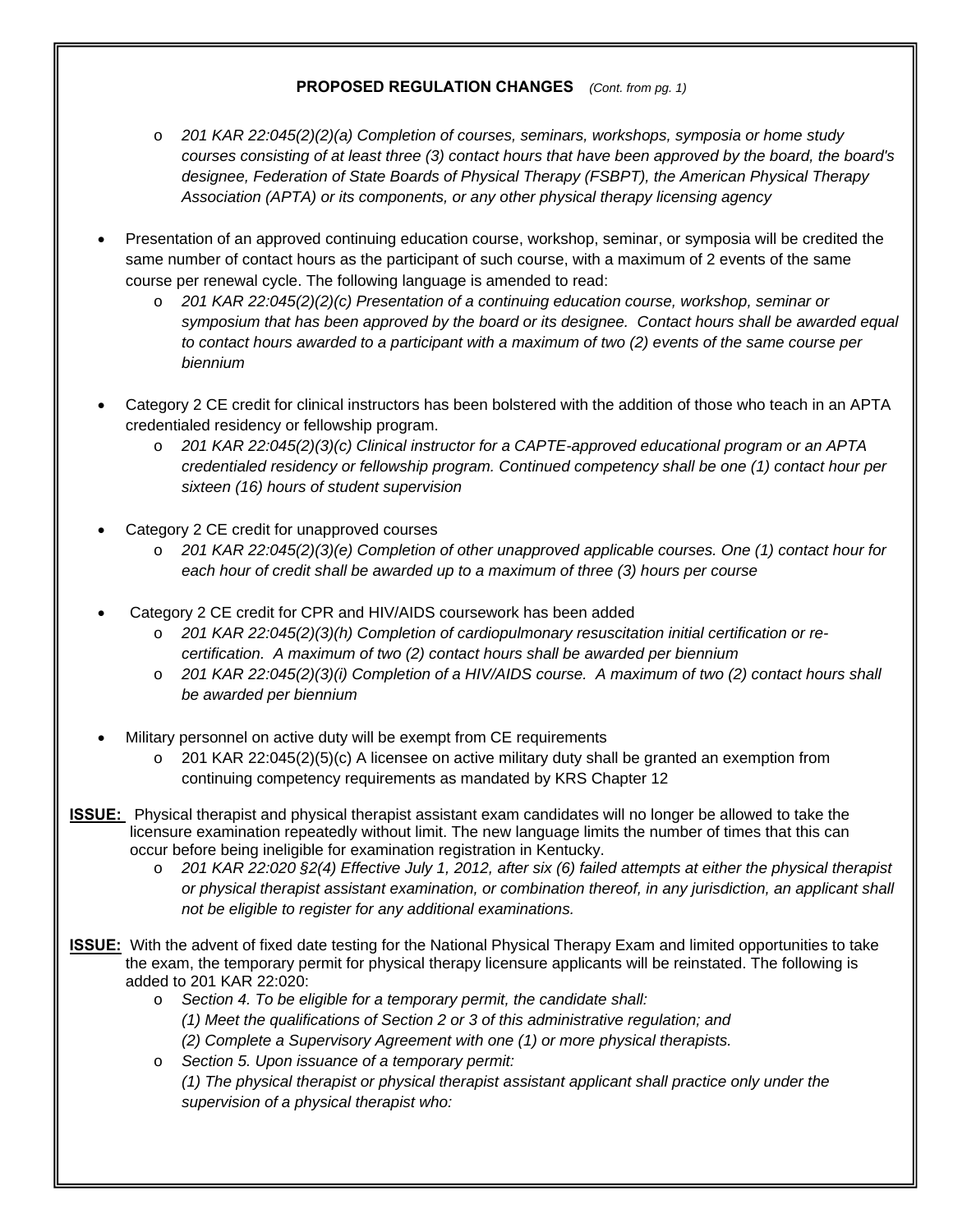**PROPOSED REGULATION CHANGES** *(Cont. from pg. 1)*

- *201 KAR 22:045(2)(2)(a) Completion of courses, seminars, workshops, symposia or home study courses consisting of at least three (3) contact hours that have been approved by the board, the board's designee, Federation of State Boards of Physical Therapy (FSBPT), the American Physical Therapy Association (APTA) or its components, or any other physical therapy licensing agency*

- Presentation of an approved continuing education course, workshop, seminar, or symposia will be credited the same number of contact hours as the participant of such course, with a maximum of 2 events of the same course per renewal cycle. The following language is amended to read:
  - *201 KAR 22:045(2)(2)(c) Presentation of a continuing education course, workshop, seminar or symposium that has been approved by the board or its designee. Contact hours shall be awarded equal to contact hours awarded to a participant with a maximum of two (2) events of the same course per biennium*

- Category 2 CE credit for clinical instructors has been bolstered with the addition of those who teach in an APTA credentialed residency or fellowship program.
  - *201 KAR 22:045(2)(3)(c) Clinical instructor for a CAPTE-approved educational program or an APTA credentialed residency or fellowship program. Continued competency shall be one (1) contact hour per sixteen (16) hours of student supervision*

- Category 2 CE credit for unapproved courses
  - *201 KAR 22:045(2)(3)(e) Completion of other unapproved applicable courses. One (1) contact hour for each hour of credit shall be awarded up to a maximum of three (3) hours per course*

- Category 2 CE credit for CPR and HIV/AIDS coursework has been added
  - *201 KAR 22:045(2)(3)(h) Completion of cardiopulmonary resuscitation initial certification or re-certification. A maximum of two (2) contact hours shall be awarded per biennium*
  - *201 KAR 22:045(2)(3)(i) Completion of a HIV/AIDS course. A maximum of two (2) contact hours shall be awarded per biennium*

- Military personnel on active duty will be exempt from CE requirements
  - 201 KAR 22:045(2)(5)(c) A licensee on active military duty shall be granted an exemption from continuing competency requirements as mandated by KRS Chapter 12

**ISSUE:** Physical therapist and physical therapist assistant exam candidates will no longer be allowed to take the licensure examination repeatedly without limit. The new language limits the number of times that this can occur before being ineligible for examination registration in Kentucky.

- *201 KAR 22:020 §2(4) Effective July 1, 2012, after six (6) failed attempts at either the physical therapist or physical therapist assistant examination, or combination thereof, in any jurisdiction, an applicant shall not be eligible to register for any additional examinations.*

**ISSUE:** With the advent of fixed date testing for the National Physical Therapy Exam and limited opportunities to take the exam, the temporary permit for physical therapy licensure applicants will be reinstated. The following is added to 201 KAR 22:020:

- *Section 4. To be eligible for a temporary permit, the candidate shall:*
  *(1) Meet the qualifications of Section 2 or 3 of this administrative regulation; and*
  *(2) Complete a Supervisory Agreement with one (1) or more physical therapists.*
- *Section 5. Upon issuance of a temporary permit:*
  *(1) The physical therapist or physical therapist assistant applicant shall practice only under the supervision of a physical therapist who:*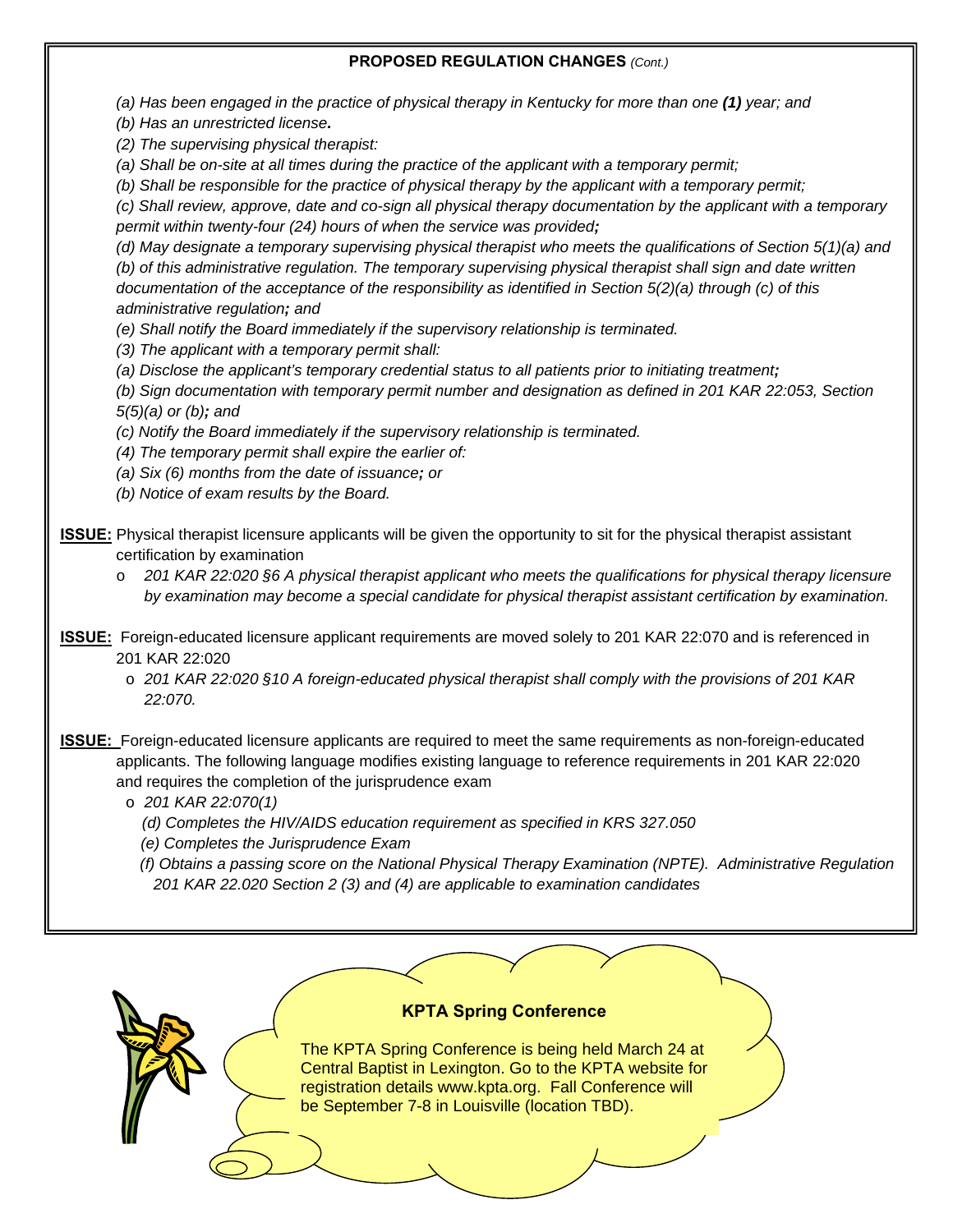**PROPOSED REGULATION CHANGES** *(Cont.)*

*(a) Has been engaged in the practice of physical therapy in Kentucky for more than one* ***(1)*** *year; and*

*(b) Has an unrestricted license****.***

*(2) The supervising physical therapist:*

*(a) Shall be on-site at all times during the practice of the applicant with a temporary permit;*

*(b) Shall be responsible for the practice of physical therapy by the applicant with a temporary permit;*

*(c) Shall review, approve, date and co-sign all physical therapy documentation by the applicant with a temporary permit within twenty-four (24) hours of when the service was provided****;***

*(d) May designate a temporary supervising physical therapist who meets the qualifications of Section 5(1)(a) and (b) of this administrative regulation. The temporary supervising physical therapist shall sign and date written documentation of the acceptance of the responsibility as identified in Section 5(2)(a) through (c) of this administrative regulation****;*** *and*

*(e) Shall notify the Board immediately if the supervisory relationship is terminated.*

*(3) The applicant with a temporary permit shall:*

*(a) Disclose the applicant's temporary credential status to all patients prior to initiating treatment****;***

*(b) Sign documentation with temporary permit number and designation as defined in 201 KAR 22:053, Section 5(5)(a) or (b)****;*** *and*

*(c) Notify the Board immediately if the supervisory relationship is terminated.*

*(4) The temporary permit shall expire the earlier of:*

*(a) Six (6) months from the date of issuance****;*** *or*

*(b) Notice of exam results by the Board.*

**ISSUE:** Physical therapist licensure applicants will be given the opportunity to sit for the physical therapist assistant certification by examination

- *201 KAR 22:020 §6 A physical therapist applicant who meets the qualifications for physical therapy licensure by examination may become a special candidate for physical therapist assistant certification by examination.*

**ISSUE:** Foreign-educated licensure applicant requirements are moved solely to 201 KAR 22:070 and is referenced in 201 KAR 22:020

- *201 KAR 22:020 §10 A foreign-educated physical therapist shall comply with the provisions of 201 KAR 22:070.*

**ISSUE:** Foreign-educated licensure applicants are required to meet the same requirements as non-foreign-educated applicants. The following language modifies existing language to reference requirements in 201 KAR 22:020 and requires the completion of the jurisprudence exam

- *201 KAR 22:070(1)*

  *(d) Completes the HIV/AIDS education requirement as specified in KRS 327.050*

  *(e) Completes the Jurisprudence Exam*

  *(f) Obtains a passing score on the National Physical Therapy Examination (NPTE). Administrative Regulation 201 KAR 22.020 Section 2 (3) and (4) are applicable to examination candidates*

**KPTA Spring Conference**

The KPTA Spring Conference is being held March 24 at Central Baptist in Lexington. Go to the KPTA website for registration details www.kpta.org. Fall Conference will be September 7-8 in Louisville (location TBD).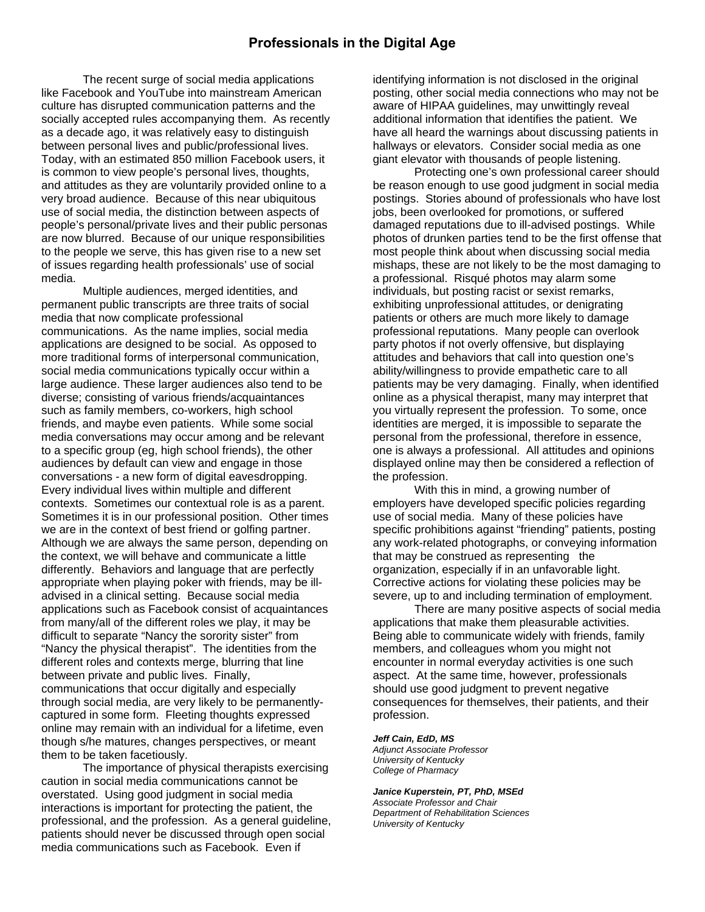## Professionals in the Digital Age

The recent surge of social media applications like Facebook and YouTube into mainstream American culture has disrupted communication patterns and the socially accepted rules accompanying them. As recently as a decade ago, it was relatively easy to distinguish between personal lives and public/professional lives. Today, with an estimated 850 million Facebook users, it is common to view people's personal lives, thoughts, and attitudes as they are voluntarily provided online to a very broad audience. Because of this near ubiquitous use of social media, the distinction between aspects of people's personal/private lives and their public personas are now blurred. Because of our unique responsibilities to the people we serve, this has given rise to a new set of issues regarding health professionals' use of social media.

Multiple audiences, merged identities, and permanent public transcripts are three traits of social media that now complicate professional communications. As the name implies, social media applications are designed to be social. As opposed to more traditional forms of interpersonal communication, social media communications typically occur within a large audience. These larger audiences also tend to be diverse; consisting of various friends/acquaintances such as family members, co-workers, high school friends, and maybe even patients. While some social media conversations may occur among and be relevant to a specific group (eg, high school friends), the other audiences by default can view and engage in those conversations - a new form of digital eavesdropping. Every individual lives within multiple and different contexts. Sometimes our contextual role is as a parent. Sometimes it is in our professional position. Other times we are in the context of best friend or golfing partner. Although we are always the same person, depending on the context, we will behave and communicate a little differently. Behaviors and language that are perfectly appropriate when playing poker with friends, may be ill-advised in a clinical setting. Because social media applications such as Facebook consist of acquaintances from many/all of the different roles we play, it may be difficult to separate "Nancy the sorority sister" from "Nancy the physical therapist". The identities from the different roles and contexts merge, blurring that line between private and public lives. Finally, communications that occur digitally and especially through social media, are very likely to be permanently-captured in some form. Fleeting thoughts expressed online may remain with an individual for a lifetime, even though s/he matures, changes perspectives, or meant them to be taken facetiously.

The importance of physical therapists exercising caution in social media communications cannot be overstated. Using good judgment in social media interactions is important for protecting the patient, the professional, and the profession. As a general guideline, patients should never be discussed through open social media communications such as Facebook. Even if identifying information is not disclosed in the original posting, other social media connections who may not be aware of HIPAA guidelines, may unwittingly reveal additional information that identifies the patient. We have all heard the warnings about discussing patients in hallways or elevators. Consider social media as one giant elevator with thousands of people listening.

Protecting one's own professional career should be reason enough to use good judgment in social media postings. Stories abound of professionals who have lost jobs, been overlooked for promotions, or suffered damaged reputations due to ill-advised postings. While photos of drunken parties tend to be the first offense that most people think about when discussing social media mishaps, these are not likely to be the most damaging to a professional. Risqué photos may alarm some individuals, but posting racist or sexist remarks, exhibiting unprofessional attitudes, or denigrating patients or others are much more likely to damage professional reputations. Many people can overlook party photos if not overly offensive, but displaying attitudes and behaviors that call into question one's ability/willingness to provide empathetic care to all patients may be very damaging. Finally, when identified online as a physical therapist, many may interpret that you virtually represent the profession. To some, once identities are merged, it is impossible to separate the personal from the professional, therefore in essence, one is always a professional. All attitudes and opinions displayed online may then be considered a reflection of the profession.

With this in mind, a growing number of employers have developed specific policies regarding use of social media. Many of these policies have specific prohibitions against "friending" patients, posting any work-related photographs, or conveying information that may be construed as representing the organization, especially if in an unfavorable light. Corrective actions for violating these policies may be severe, up to and including termination of employment.

There are many positive aspects of social media applications that make them pleasurable activities. Being able to communicate widely with friends, family members, and colleagues whom you might not encounter in normal everyday activities is one such aspect. At the same time, however, professionals should use good judgment to prevent negative consequences for themselves, their patients, and their profession.

***Jeff Cain, EdD, MS***
*Adjunct Associate Professor*
*University of Kentucky*
*College of Pharmacy*

***Janice Kuperstein, PT, PhD, MSEd***
*Associate Professor and Chair*
*Department of Rehabilitation Sciences*
*University of Kentucky*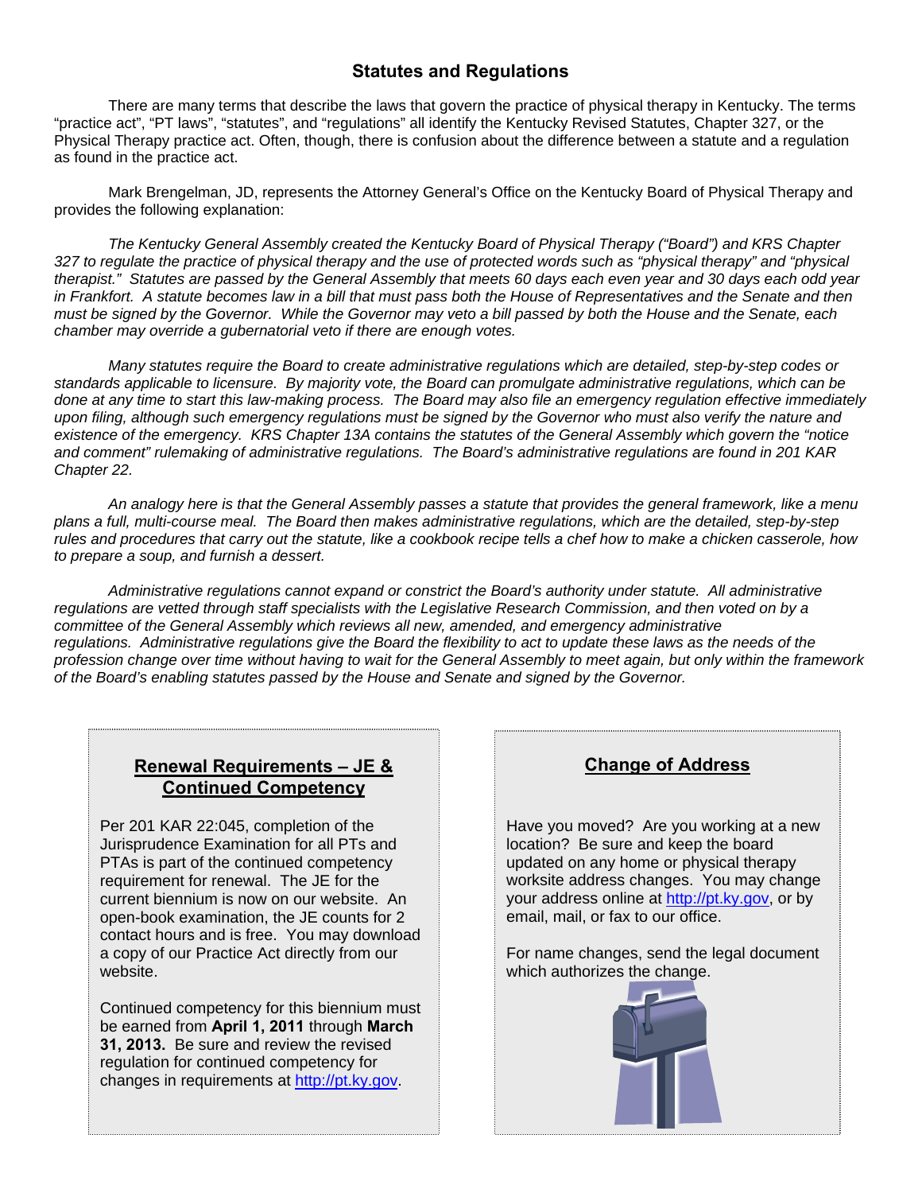## Statutes and Regulations

There are many terms that describe the laws that govern the practice of physical therapy in Kentucky. The terms "practice act", "PT laws", "statutes", and "regulations" all identify the Kentucky Revised Statutes, Chapter 327, or the Physical Therapy practice act. Often, though, there is confusion about the difference between a statute and a regulation as found in the practice act.

Mark Brengelman, JD, represents the Attorney General's Office on the Kentucky Board of Physical Therapy and provides the following explanation:

*The Kentucky General Assembly created the Kentucky Board of Physical Therapy ("Board") and KRS Chapter 327 to regulate the practice of physical therapy and the use of protected words such as "physical therapy" and "physical therapist." Statutes are passed by the General Assembly that meets 60 days each even year and 30 days each odd year in Frankfort. A statute becomes law in a bill that must pass both the House of Representatives and the Senate and then must be signed by the Governor. While the Governor may veto a bill passed by both the House and the Senate, each chamber may override a gubernatorial veto if there are enough votes.*

*Many statutes require the Board to create administrative regulations which are detailed, step-by-step codes or standards applicable to licensure. By majority vote, the Board can promulgate administrative regulations, which can be done at any time to start this law-making process. The Board may also file an emergency regulation effective immediately upon filing, although such emergency regulations must be signed by the Governor who must also verify the nature and existence of the emergency. KRS Chapter 13A contains the statutes of the General Assembly which govern the "notice and comment" rulemaking of administrative regulations. The Board's administrative regulations are found in 201 KAR Chapter 22.*

*An analogy here is that the General Assembly passes a statute that provides the general framework, like a menu plans a full, multi-course meal. The Board then makes administrative regulations, which are the detailed, step-by-step rules and procedures that carry out the statute, like a cookbook recipe tells a chef how to make a chicken casserole, how to prepare a soup, and furnish a dessert.*

*Administrative regulations cannot expand or constrict the Board's authority under statute. All administrative regulations are vetted through staff specialists with the Legislative Research Commission, and then voted on by a committee of the General Assembly which reviews all new, amended, and emergency administrative regulations. Administrative regulations give the Board the flexibility to act to update these laws as the needs of the profession change over time without having to wait for the General Assembly to meet again, but only within the framework of the Board's enabling statutes passed by the House and Senate and signed by the Governor.*

### Renewal Requirements – JE & Continued Competency

Per 201 KAR 22:045, completion of the Jurisprudence Examination for all PTs and PTAs is part of the continued competency requirement for renewal. The JE for the current biennium is now on our website. An open-book examination, the JE counts for 2 contact hours and is free. You may download a copy of our Practice Act directly from our website.

Continued competency for this biennium must be earned from **April 1, 2011** through **March 31, 2013.** Be sure and review the revised regulation for continued competency for changes in requirements at http://pt.ky.gov.

### Change of Address

Have you moved? Are you working at a new location? Be sure and keep the board updated on any home or physical therapy worksite address changes. You may change your address online at http://pt.ky.gov, or by email, mail, or fax to our office.

For name changes, send the legal document which authorizes the change.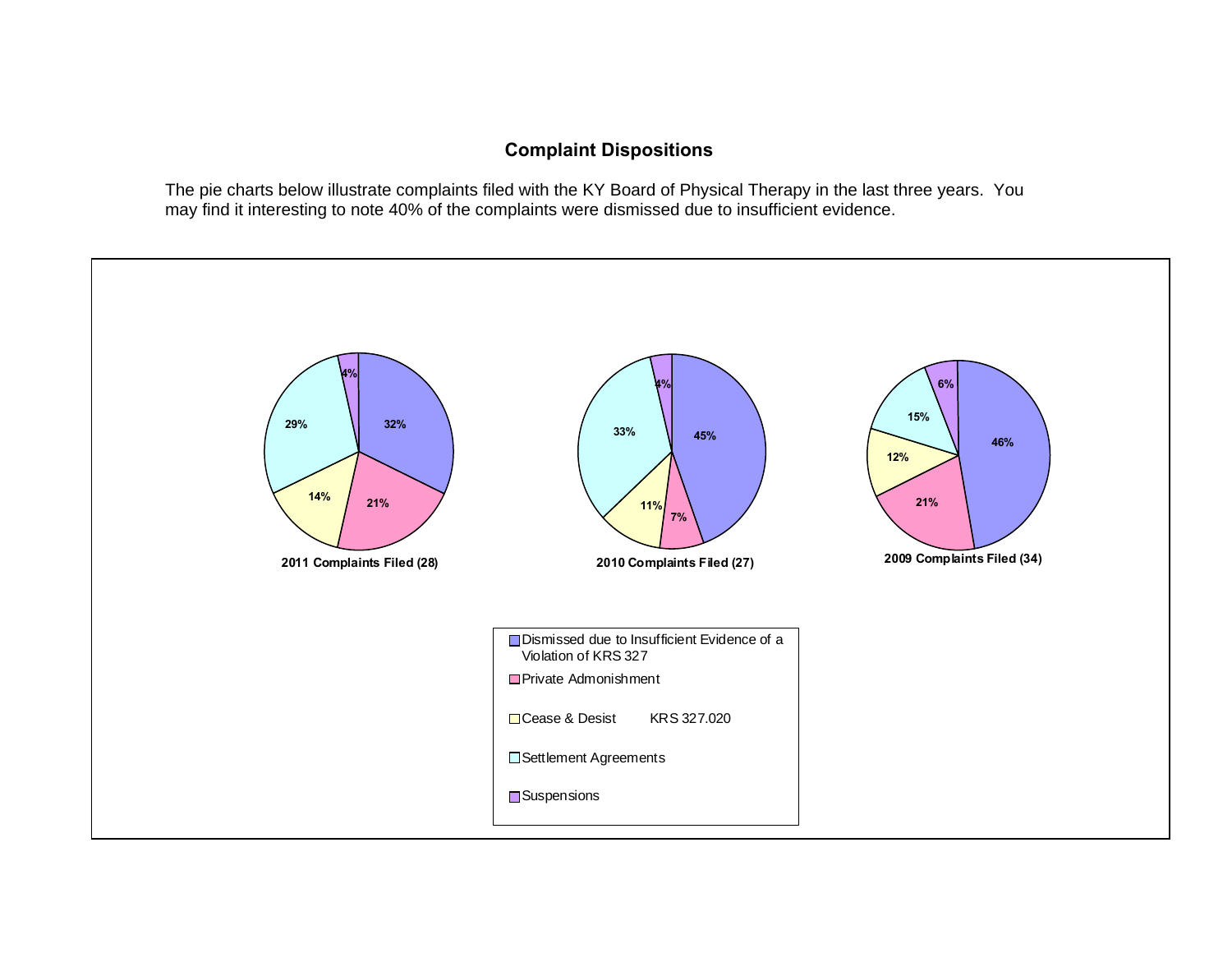## Complaint Dispositions

The pie charts below illustrate complaints filed with the KY Board of Physical Therapy in the last three years. You may find it interesting to note 40% of the complaints were dismissed due to insufficient evidence.

| Disposition | 2011 Complaints Filed (28) | 2010 Complaints Filed (27) | 2009 Complaints Filed (34) |
|---|---|---|---|
| Dismissed due to Insufficient Evidence of a Violation of KRS 327 | 32% | 45% | 46% |
| Private Admonishment | 21% | 7% | 21% |
| Cease & Desist KRS 327.020 | 14% | 11% | 12% |
| Settlement Agreements | 29% | 33% | 15% |
| Suspensions | 4% | 4% | 6% |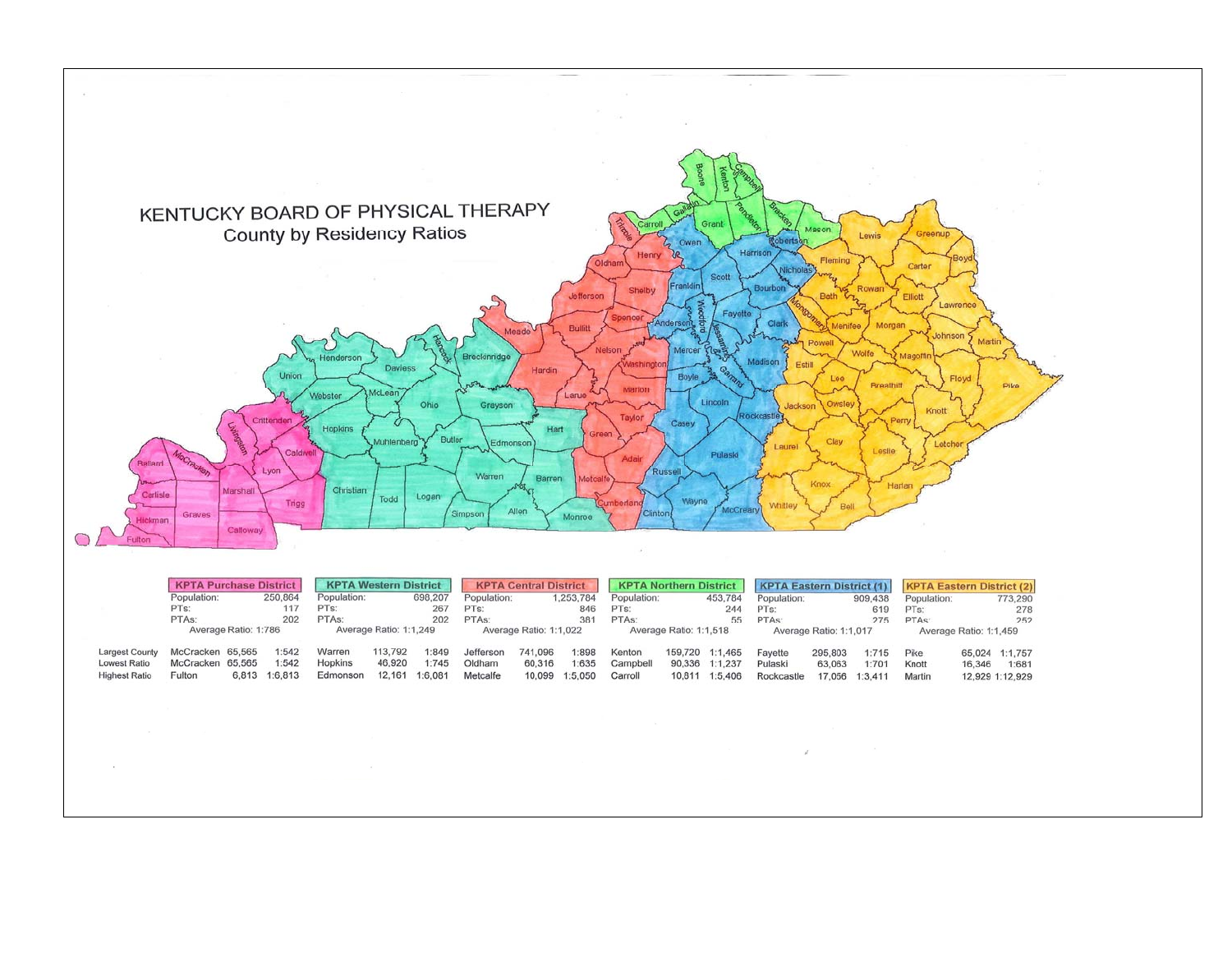# KENTUCKY BOARD OF PHYSICAL THERAPY
## County by Residency Ratios

| | KPTA Purchase District | | | KPTA Western District | | | KPTA Central District | | | KPTA Northern District | | | KPTA Eastern District (1) | | | KPTA Eastern District (2) | | |
|---|---|---|---|---|---|---|---|---|---|---|---|---|---|---|---|---|---|---|
| | Population: | | 250,864 | Population: | | 698,207 | Population: | | 1,253,784 | Population: | | 453,784 | Population: | | 909,438 | Population: | | 773,290 |
| | PTs: | | 117 | PTs: | | 267 | PTs: | | 846 | PTs: | | 244 | PTs: | | 619 | PTs: | | 278 |
| | PTAs: | | 202 | PTAs: | | 202 | PTAs: | | 381 | PTAs: | | 55 | PTAs: | | 275 | PTAs: | | 252 |
| | Average Ratio: 1:786 | | | Average Ratio: 1:1,249 | | | Average Ratio: 1:1,022 | | | Average Ratio: 1:1,518 | | | Average Ratio: 1:1,017 | | | Average Ratio: 1:1,459 | | |
| Largest County | McCracken | 65,565 | 1:542 | Warren | 113,792 | 1:849 | Jefferson | 741,096 | 1:898 | Kenton | 159,720 | 1:1,465 | Fayette | 295,803 | 1:715 | Pike | 65,024 | 1:1,757 |
| Lowest Ratio | McCracken | 65,565 | 1:542 | Hopkins | 46,920 | 1:745 | Oldham | 60,316 | 1:635 | Campbell | 90,336 | 1:1,237 | Pulaski | 63,063 | 1:701 | Knott | 16,346 | 1:681 |
| Highest Ratio | Fulton | 6,813 | 1:6,813 | Edmonson | 12,161 | 1:6,081 | Metcalfe | 10,099 | 1:5,050 | Carroll | 10,811 | 1:5,406 | Rockcastle | 17,056 | 1:3,411 | Martin | 12,929 | 1:12,929 |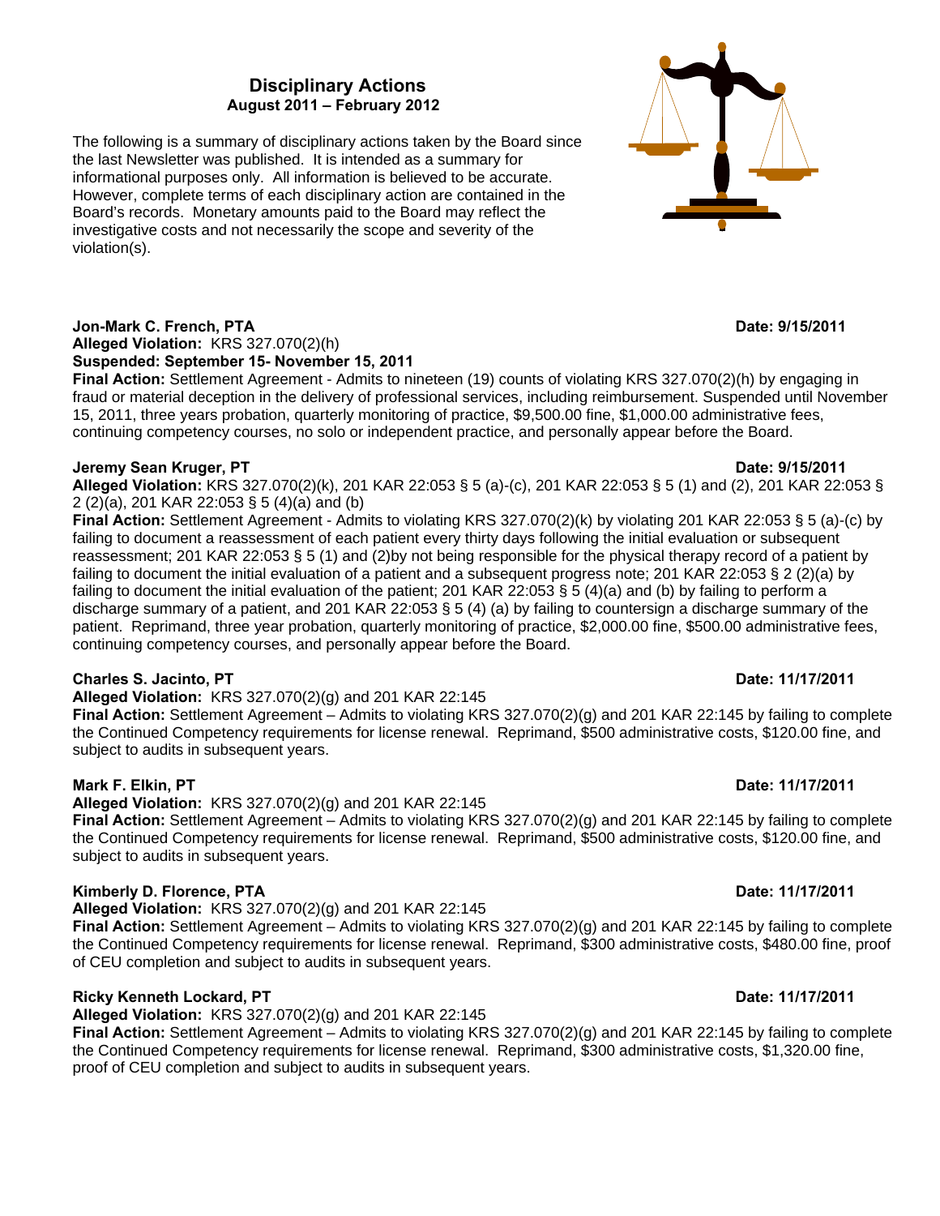## Disciplinary Actions

**August 2011 – February 2012**

The following is a summary of disciplinary actions taken by the Board since the last Newsletter was published. It is intended as a summary for informational purposes only. All information is believed to be accurate. However, complete terms of each disciplinary action are contained in the Board's records. Monetary amounts paid to the Board may reflect the investigative costs and not necessarily the scope and severity of the violation(s).

**Jon-Mark C. French, PTA** **Date: 9/15/2011**
**Alleged Violation:** KRS 327.070(2)(h)
**Suspended: September 15- November 15, 2011**
**Final Action:** Settlement Agreement - Admits to nineteen (19) counts of violating KRS 327.070(2)(h) by engaging in fraud or material deception in the delivery of professional services, including reimbursement. Suspended until November 15, 2011, three years probation, quarterly monitoring of practice, $9,500.00 fine, $1,000.00 administrative fees, continuing competency courses, no solo or independent practice, and personally appear before the Board.

**Jeremy Sean Kruger, PT** **Date: 9/15/2011**
**Alleged Violation:** KRS 327.070(2)(k), 201 KAR 22:053 § 5 (a)-(c), 201 KAR 22:053 § 5 (1) and (2), 201 KAR 22:053 § 2 (2)(a), 201 KAR 22:053 § 5 (4)(a) and (b)
**Final Action:** Settlement Agreement - Admits to violating KRS 327.070(2)(k) by violating 201 KAR 22:053 § 5 (a)-(c) by failing to document a reassessment of each patient every thirty days following the initial evaluation or subsequent reassessment; 201 KAR 22:053 § 5 (1) and (2)by not being responsible for the physical therapy record of a patient by failing to document the initial evaluation of a patient and a subsequent progress note; 201 KAR 22:053 § 2 (2)(a) by failing to document the initial evaluation of the patient; 201 KAR 22:053 § 5 (4)(a) and (b) by failing to perform a discharge summary of a patient, and 201 KAR 22:053 § 5 (4) (a) by failing to countersign a discharge summary of the patient. Reprimand, three year probation, quarterly monitoring of practice, $2,000.00 fine, $500.00 administrative fees, continuing competency courses, and personally appear before the Board.

**Charles S. Jacinto, PT** **Date: 11/17/2011**
**Alleged Violation:** KRS 327.070(2)(g) and 201 KAR 22:145
**Final Action:** Settlement Agreement – Admits to violating KRS 327.070(2)(g) and 201 KAR 22:145 by failing to complete the Continued Competency requirements for license renewal. Reprimand, $500 administrative costs, $120.00 fine, and subject to audits in subsequent years.

**Mark F. Elkin, PT** **Date: 11/17/2011**
**Alleged Violation:** KRS 327.070(2)(g) and 201 KAR 22:145
**Final Action:** Settlement Agreement – Admits to violating KRS 327.070(2)(g) and 201 KAR 22:145 by failing to complete the Continued Competency requirements for license renewal. Reprimand, $500 administrative costs, $120.00 fine, and subject to audits in subsequent years.

**Kimberly D. Florence, PTA** **Date: 11/17/2011**
**Alleged Violation:** KRS 327.070(2)(g) and 201 KAR 22:145
**Final Action:** Settlement Agreement – Admits to violating KRS 327.070(2)(g) and 201 KAR 22:145 by failing to complete the Continued Competency requirements for license renewal. Reprimand, $300 administrative costs, $480.00 fine, proof of CEU completion and subject to audits in subsequent years.

**Ricky Kenneth Lockard, PT** **Date: 11/17/2011**
**Alleged Violation:** KRS 327.070(2)(g) and 201 KAR 22:145
**Final Action:** Settlement Agreement – Admits to violating KRS 327.070(2)(g) and 201 KAR 22:145 by failing to complete the Continued Competency requirements for license renewal. Reprimand, $300 administrative costs, $1,320.00 fine, proof of CEU completion and subject to audits in subsequent years.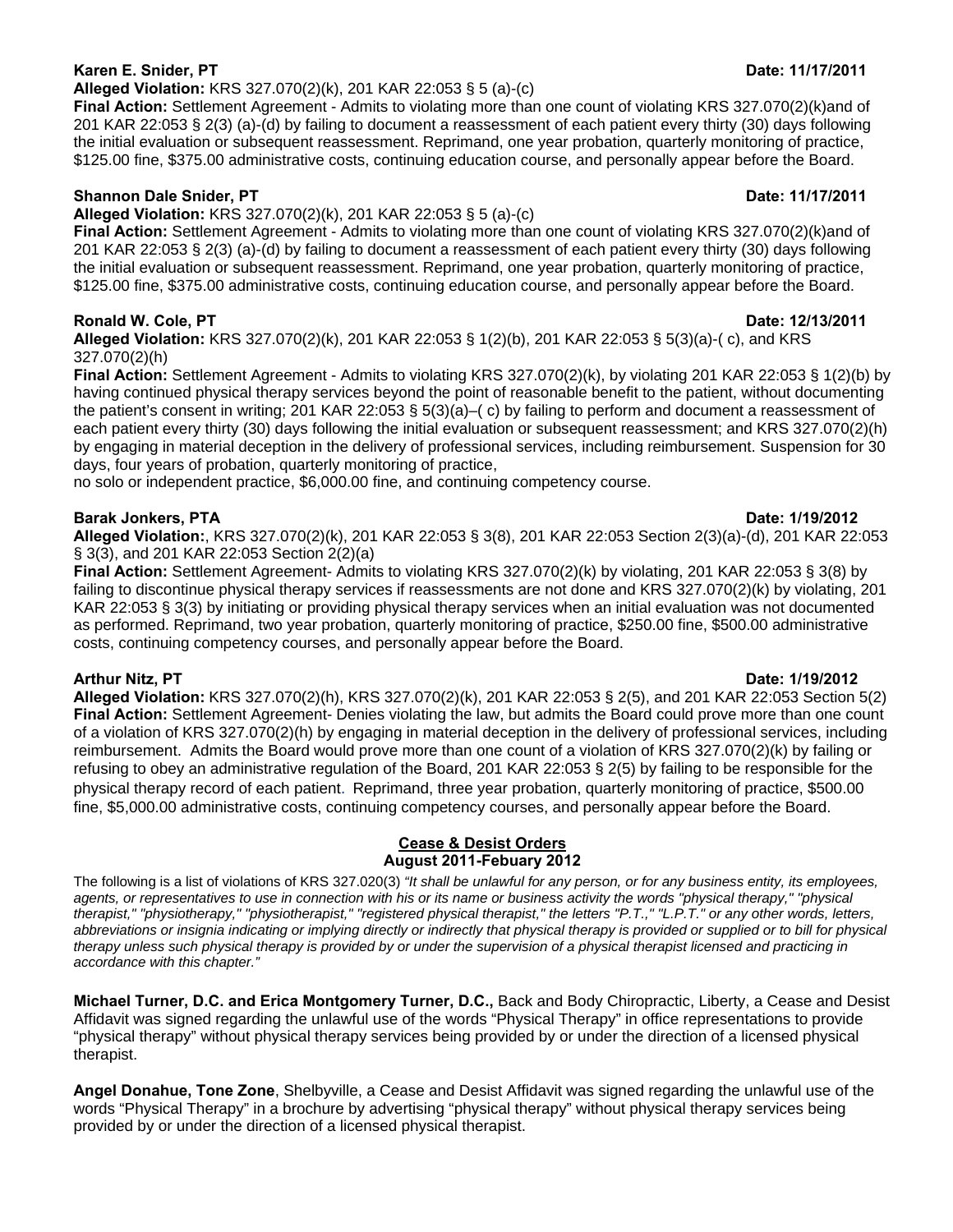**Karen E. Snider, PT** **Date: 11/17/2011**

**Alleged Violation:** KRS 327.070(2)(k), 201 KAR 22:053 § 5 (a)-(c)

**Final Action:** Settlement Agreement - Admits to violating more than one count of violating KRS 327.070(2)(k)and of 201 KAR 22:053 § 2(3) (a)-(d) by failing to document a reassessment of each patient every thirty (30) days following the initial evaluation or subsequent reassessment. Reprimand, one year probation, quarterly monitoring of practice, $125.00 fine, $375.00 administrative costs, continuing education course, and personally appear before the Board.

**Shannon Dale Snider, PT** **Date: 11/17/2011**

**Alleged Violation:** KRS 327.070(2)(k), 201 KAR 22:053 § 5 (a)-(c)

**Final Action:** Settlement Agreement - Admits to violating more than one count of violating KRS 327.070(2)(k)and of 201 KAR 22:053 § 2(3) (a)-(d) by failing to document a reassessment of each patient every thirty (30) days following the initial evaluation or subsequent reassessment. Reprimand, one year probation, quarterly monitoring of practice, $125.00 fine, $375.00 administrative costs, continuing education course, and personally appear before the Board.

**Ronald W. Cole, PT** **Date: 12/13/2011**

**Alleged Violation:** KRS 327.070(2)(k), 201 KAR 22:053 § 1(2)(b), 201 KAR 22:053 § 5(3)(a)-( c), and KRS 327.070(2)(h)

**Final Action:** Settlement Agreement - Admits to violating KRS 327.070(2)(k), by violating 201 KAR 22:053 § 1(2)(b) by having continued physical therapy services beyond the point of reasonable benefit to the patient, without documenting the patient's consent in writing; 201 KAR 22:053 § 5(3)(a)–( c) by failing to perform and document a reassessment of each patient every thirty (30) days following the initial evaluation or subsequent reassessment; and KRS 327.070(2)(h) by engaging in material deception in the delivery of professional services, including reimbursement. Suspension for 30 days, four years of probation, quarterly monitoring of practice,
no solo or independent practice, $6,000.00 fine, and continuing competency course.

**Barak Jonkers, PTA** **Date: 1/19/2012**

**Alleged Violation:**, KRS 327.070(2)(k), 201 KAR 22:053 § 3(8), 201 KAR 22:053 Section 2(3)(a)-(d), 201 KAR 22:053 § 3(3), and 201 KAR 22:053 Section 2(2)(a)

**Final Action:** Settlement Agreement- Admits to violating KRS 327.070(2)(k) by violating, 201 KAR 22:053 § 3(8) by failing to discontinue physical therapy services if reassessments are not done and KRS 327.070(2)(k) by violating, 201 KAR 22:053 § 3(3) by initiating or providing physical therapy services when an initial evaluation was not documented as performed. Reprimand, two year probation, quarterly monitoring of practice, $250.00 fine, $500.00 administrative costs, continuing competency courses, and personally appear before the Board.

**Arthur Nitz, PT** **Date: 1/19/2012**

**Alleged Violation:** KRS 327.070(2)(h), KRS 327.070(2)(k), 201 KAR 22:053 § 2(5), and 201 KAR 22:053 Section 5(2)

**Final Action:** Settlement Agreement- Denies violating the law, but admits the Board could prove more than one count of a violation of KRS 327.070(2)(h) by engaging in material deception in the delivery of professional services, including reimbursement. Admits the Board would prove more than one count of a violation of KRS 327.070(2)(k) by failing or refusing to obey an administrative regulation of the Board, 201 KAR 22:053 § 2(5) by failing to be responsible for the physical therapy record of each patient. Reprimand, three year probation, quarterly monitoring of practice, $500.00 fine, $5,000.00 administrative costs, continuing competency courses, and personally appear before the Board.

## Cease & Desist Orders
## August 2011-Febuary 2012

The following is a list of violations of KRS 327.020(3) *"It shall be unlawful for any person, or for any business entity, its employees, agents, or representatives to use in connection with his or its name or business activity the words "physical therapy," "physical therapist," "physiotherapy," "physiotherapist," "registered physical therapist," the letters "P.T.," "L.P.T." or any other words, letters, abbreviations or insignia indicating or implying directly or indirectly that physical therapy is provided or supplied or to bill for physical therapy unless such physical therapy is provided by or under the supervision of a physical therapist licensed and practicing in accordance with this chapter."*

**Michael Turner, D.C. and Erica Montgomery Turner, D.C.,** Back and Body Chiropractic, Liberty, a Cease and Desist Affidavit was signed regarding the unlawful use of the words "Physical Therapy" in office representations to provide "physical therapy" without physical therapy services being provided by or under the direction of a licensed physical therapist.

**Angel Donahue, Tone Zone**, Shelbyville, a Cease and Desist Affidavit was signed regarding the unlawful use of the words "Physical Therapy" in a brochure by advertising "physical therapy" without physical therapy services being provided by or under the direction of a licensed physical therapist.